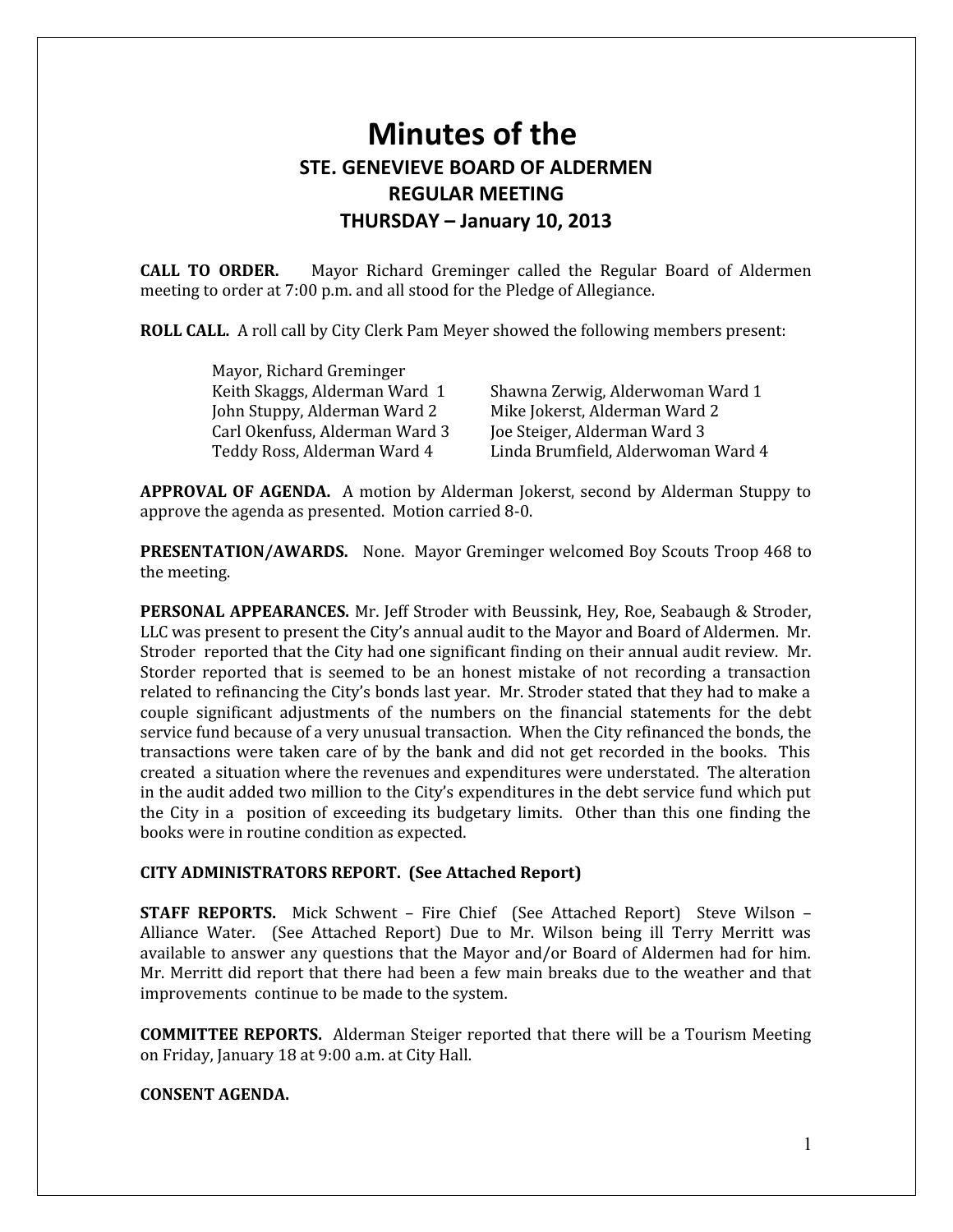# Minutes of the

## STE. GENEVIEVE BOARD OF ALDERMEN

## REGULAR MEETING

## THURSDAY – January 10, 2013

**CALL TO ORDER.** Mayor Richard Greminger called the Regular Board of Aldermen meeting to order at 7:00 p.m. and all stood for the Pledge of Allegiance.

**ROLL CALL.** A roll call by City Clerk Pam Meyer showed the following members present:

Mayor, Richard Greminger

| | |
|---|---|
| Keith Skaggs, Alderman Ward 1 | Shawna Zerwig, Alderwoman Ward 1 |
| John Stuppy, Alderman Ward 2 | Mike Jokerst, Alderman Ward 2 |
| Carl Okenfuss, Alderman Ward 3 | Joe Steiger, Alderman Ward 3 |
| Teddy Ross, Alderman Ward 4 | Linda Brumfield, Alderwoman Ward 4 |

**APPROVAL OF AGENDA.** A motion by Alderman Jokerst, second by Alderman Stuppy to approve the agenda as presented. Motion carried 8-0.

**PRESENTATION/AWARDS.** None. Mayor Greminger welcomed Boy Scouts Troop 468 to the meeting.

**PERSONAL APPEARANCES.** Mr. Jeff Stroder with Beussink, Hey, Roe, Seabaugh & Stroder, LLC was present to present the City's annual audit to the Mayor and Board of Aldermen. Mr. Stroder reported that the City had one significant finding on their annual audit review. Mr. Storder reported that is seemed to be an honest mistake of not recording a transaction related to refinancing the City's bonds last year. Mr. Stroder stated that they had to make a couple significant adjustments of the numbers on the financial statements for the debt service fund because of a very unusual transaction. When the City refinanced the bonds, the transactions were taken care of by the bank and did not get recorded in the books. This created a situation where the revenues and expenditures were understated. The alteration in the audit added two million to the City's expenditures in the debt service fund which put the City in a position of exceeding its budgetary limits. Other than this one finding the books were in routine condition as expected.

**CITY ADMINISTRATORS REPORT. (See Attached Report)**

**STAFF REPORTS.** Mick Schwent – Fire Chief (See Attached Report) Steve Wilson – Alliance Water. (See Attached Report) Due to Mr. Wilson being ill Terry Merritt was available to answer any questions that the Mayor and/or Board of Aldermen had for him. Mr. Merritt did report that there had been a few main breaks due to the weather and that improvements continue to be made to the system.

**COMMITTEE REPORTS.** Alderman Steiger reported that there will be a Tourism Meeting on Friday, January 18 at 9:00 a.m. at City Hall.

**CONSENT AGENDA.**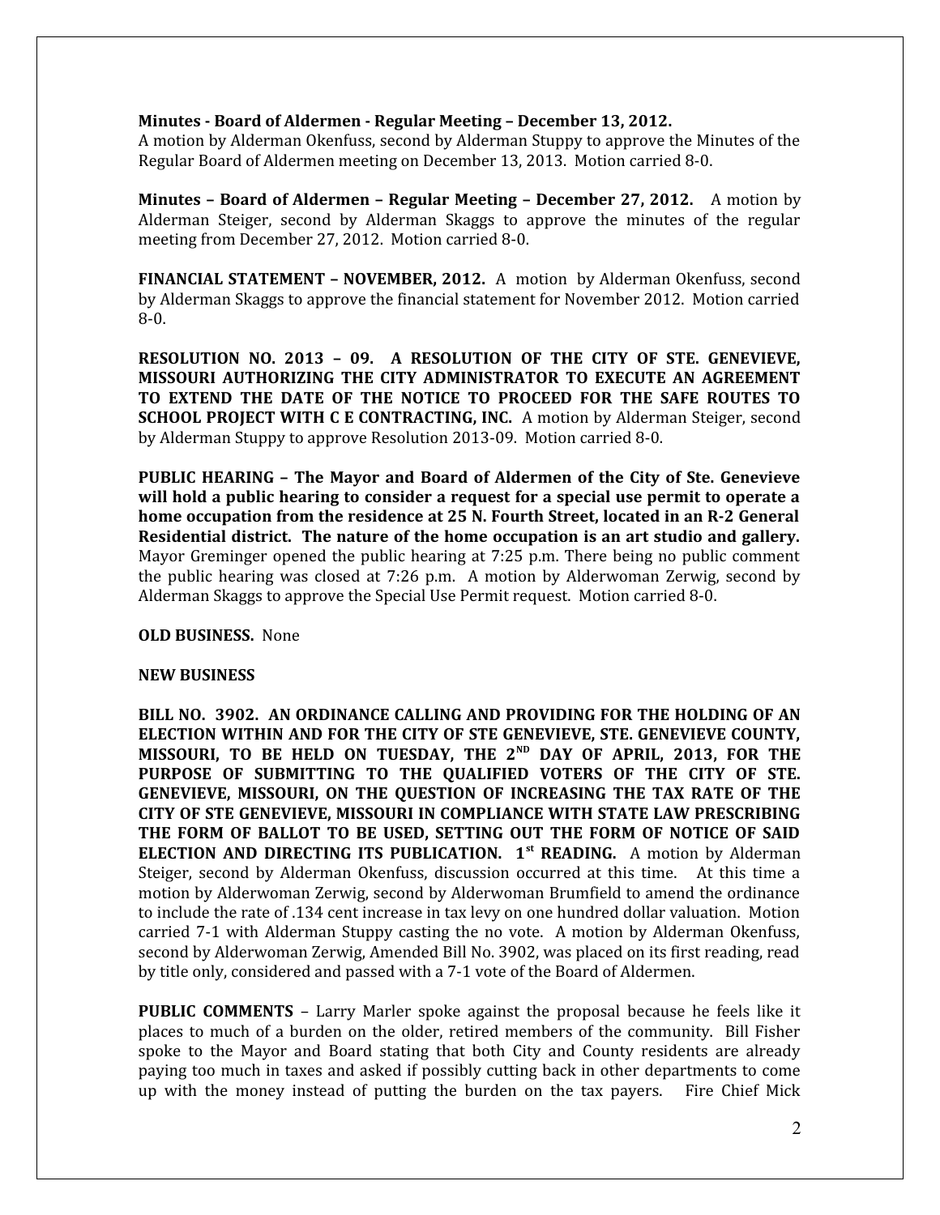**Minutes - Board of Aldermen - Regular Meeting – December 13, 2012.** A motion by Alderman Okenfuss, second by Alderman Stuppy to approve the Minutes of the Regular Board of Aldermen meeting on December 13, 2013. Motion carried 8-0.

**Minutes – Board of Aldermen – Regular Meeting – December 27, 2012.** A motion by Alderman Steiger, second by Alderman Skaggs to approve the minutes of the regular meeting from December 27, 2012. Motion carried 8-0.

**FINANCIAL STATEMENT – NOVEMBER, 2012.** A motion by Alderman Okenfuss, second by Alderman Skaggs to approve the financial statement for November 2012. Motion carried 8-0.

**RESOLUTION NO. 2013 – 09. A RESOLUTION OF THE CITY OF STE. GENEVIEVE, MISSOURI AUTHORIZING THE CITY ADMINISTRATOR TO EXECUTE AN AGREEMENT TO EXTEND THE DATE OF THE NOTICE TO PROCEED FOR THE SAFE ROUTES TO SCHOOL PROJECT WITH C E CONTRACTING, INC.** A motion by Alderman Steiger, second by Alderman Stuppy to approve Resolution 2013-09. Motion carried 8-0.

**PUBLIC HEARING – The Mayor and Board of Aldermen of the City of Ste. Genevieve will hold a public hearing to consider a request for a special use permit to operate a home occupation from the residence at 25 N. Fourth Street, located in an R-2 General Residential district. The nature of the home occupation is an art studio and gallery.** Mayor Greminger opened the public hearing at 7:25 p.m. There being no public comment the public hearing was closed at 7:26 p.m. A motion by Alderwoman Zerwig, second by Alderman Skaggs to approve the Special Use Permit request. Motion carried 8-0.

**OLD BUSINESS.** None

**NEW BUSINESS**

**BILL NO. 3902. AN ORDINANCE CALLING AND PROVIDING FOR THE HOLDING OF AN ELECTION WITHIN AND FOR THE CITY OF STE GENEVIEVE, STE. GENEVIEVE COUNTY, MISSOURI, TO BE HELD ON TUESDAY, THE 2ND DAY OF APRIL, 2013, FOR THE PURPOSE OF SUBMITTING TO THE QUALIFIED VOTERS OF THE CITY OF STE. GENEVIEVE, MISSOURI, ON THE QUESTION OF INCREASING THE TAX RATE OF THE CITY OF STE GENEVIEVE, MISSOURI IN COMPLIANCE WITH STATE LAW PRESCRIBING THE FORM OF BALLOT TO BE USED, SETTING OUT THE FORM OF NOTICE OF SAID ELECTION AND DIRECTING ITS PUBLICATION. 1st READING.** A motion by Alderman Steiger, second by Alderman Okenfuss, discussion occurred at this time. At this time a motion by Alderwoman Zerwig, second by Alderwoman Brumfield to amend the ordinance to include the rate of .134 cent increase in tax levy on one hundred dollar valuation. Motion carried 7-1 with Alderman Stuppy casting the no vote. A motion by Alderman Okenfuss, second by Alderwoman Zerwig, Amended Bill No. 3902, was placed on its first reading, read by title only, considered and passed with a 7-1 vote of the Board of Aldermen.

**PUBLIC COMMENTS** – Larry Marler spoke against the proposal because he feels like it places to much of a burden on the older, retired members of the community. Bill Fisher spoke to the Mayor and Board stating that both City and County residents are already paying too much in taxes and asked if possibly cutting back in other departments to come up with the money instead of putting the burden on the tax payers. Fire Chief Mick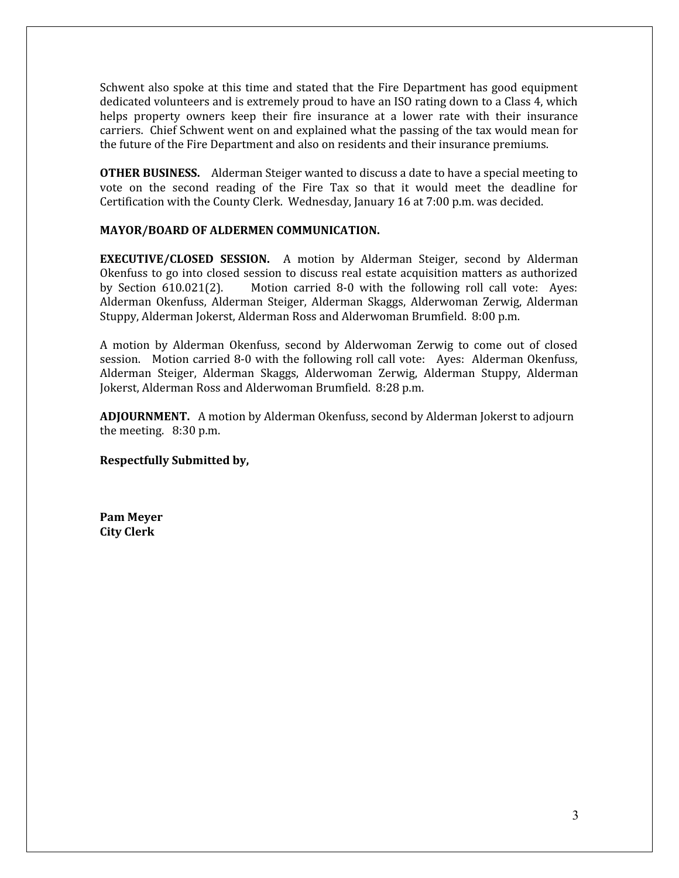Schwent also spoke at this time and stated that the Fire Department has good equipment dedicated volunteers and is extremely proud to have an ISO rating down to a Class 4, which helps property owners keep their fire insurance at a lower rate with their insurance carriers. Chief Schwent went on and explained what the passing of the tax would mean for the future of the Fire Department and also on residents and their insurance premiums.

**OTHER BUSINESS.** Alderman Steiger wanted to discuss a date to have a special meeting to vote on the second reading of the Fire Tax so that it would meet the deadline for Certification with the County Clerk. Wednesday, January 16 at 7:00 p.m. was decided.

**MAYOR/BOARD OF ALDERMEN COMMUNICATION.**

**EXECUTIVE/CLOSED SESSION.** A motion by Alderman Steiger, second by Alderman Okenfuss to go into closed session to discuss real estate acquisition matters as authorized by Section 610.021(2). Motion carried 8-0 with the following roll call vote: Ayes: Alderman Okenfuss, Alderman Steiger, Alderman Skaggs, Alderwoman Zerwig, Alderman Stuppy, Alderman Jokerst, Alderman Ross and Alderwoman Brumfield. 8:00 p.m.

A motion by Alderman Okenfuss, second by Alderwoman Zerwig to come out of closed session. Motion carried 8-0 with the following roll call vote: Ayes: Alderman Okenfuss, Alderman Steiger, Alderman Skaggs, Alderwoman Zerwig, Alderman Stuppy, Alderman Jokerst, Alderman Ross and Alderwoman Brumfield. 8:28 p.m.

**ADJOURNMENT.** A motion by Alderman Okenfuss, second by Alderman Jokerst to adjourn the meeting. 8:30 p.m.

**Respectfully Submitted by,**

**Pam Meyer**
**City Clerk**